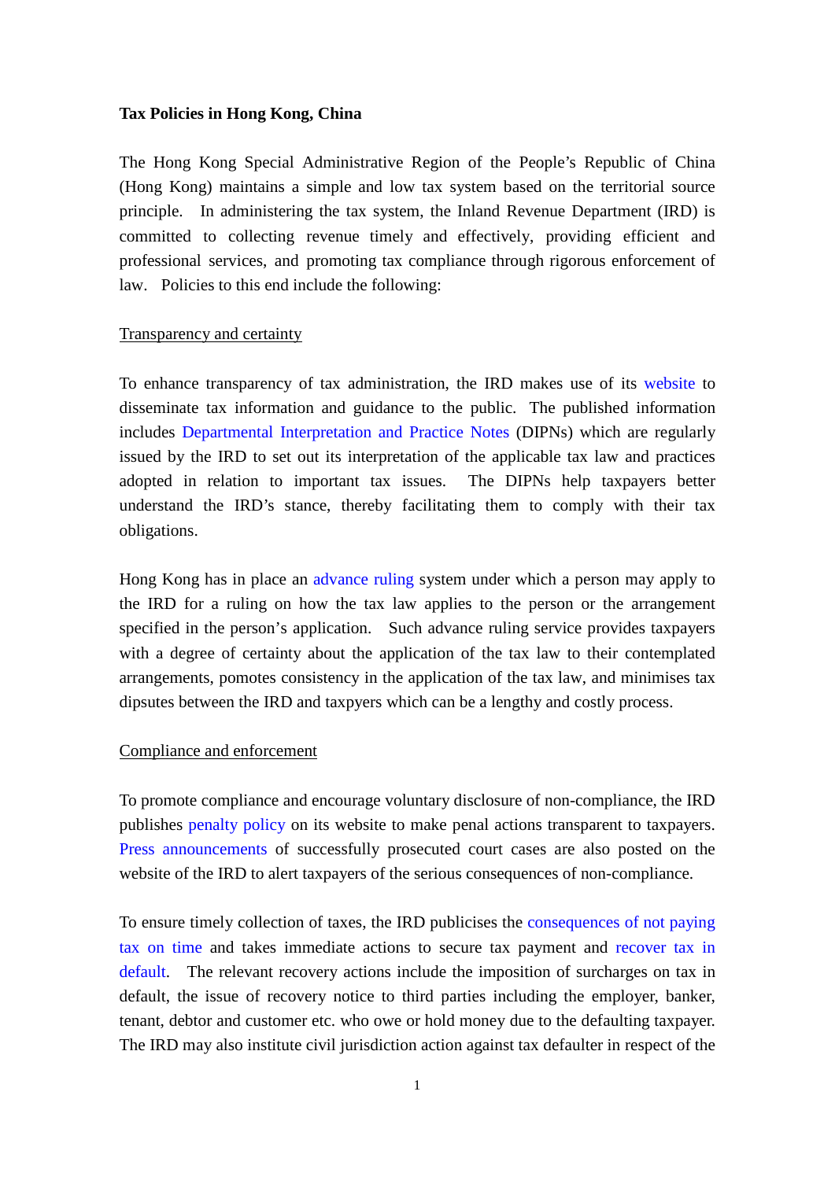**Tax Policies in Hong Kong, China**

The Hong Kong Special Administrative Region of the People's Republic of China (Hong Kong) maintains a simple and low tax system based on the territorial source principle. In administering the tax system, the Inland Revenue Department (IRD) is committed to collecting revenue timely and effectively, providing efficient and professional services, and promoting tax compliance through rigorous enforcement of law. Policies to this end include the following:

Transparency and certainty

To enhance transparency of tax administration, the IRD makes use of its website to disseminate tax information and guidance to the public. The published information includes Departmental Interpretation and Practice Notes (DIPNs) which are regularly issued by the IRD to set out its interpretation of the applicable tax law and practices adopted in relation to important tax issues. The DIPNs help taxpayers better understand the IRD's stance, thereby facilitating them to comply with their tax obligations.

Hong Kong has in place an advance ruling system under which a person may apply to the IRD for a ruling on how the tax law applies to the person or the arrangement specified in the person's application. Such advance ruling service provides taxpayers with a degree of certainty about the application of the tax law to their contemplated arrangements, pomotes consistency in the application of the tax law, and minimises tax dipsutes between the IRD and taxpyers which can be a lengthy and costly process.

Compliance and enforcement

To promote compliance and encourage voluntary disclosure of non-compliance, the IRD publishes penalty policy on its website to make penal actions transparent to taxpayers. Press announcements of successfully prosecuted court cases are also posted on the website of the IRD to alert taxpayers of the serious consequences of non-compliance.

To ensure timely collection of taxes, the IRD publicises the consequences of not paying tax on time and takes immediate actions to secure tax payment and recover tax in default. The relevant recovery actions include the imposition of surcharges on tax in default, the issue of recovery notice to third parties including the employer, banker, tenant, debtor and customer etc. who owe or hold money due to the defaulting taxpayer. The IRD may also institute civil jurisdiction action against tax defaulter in respect of the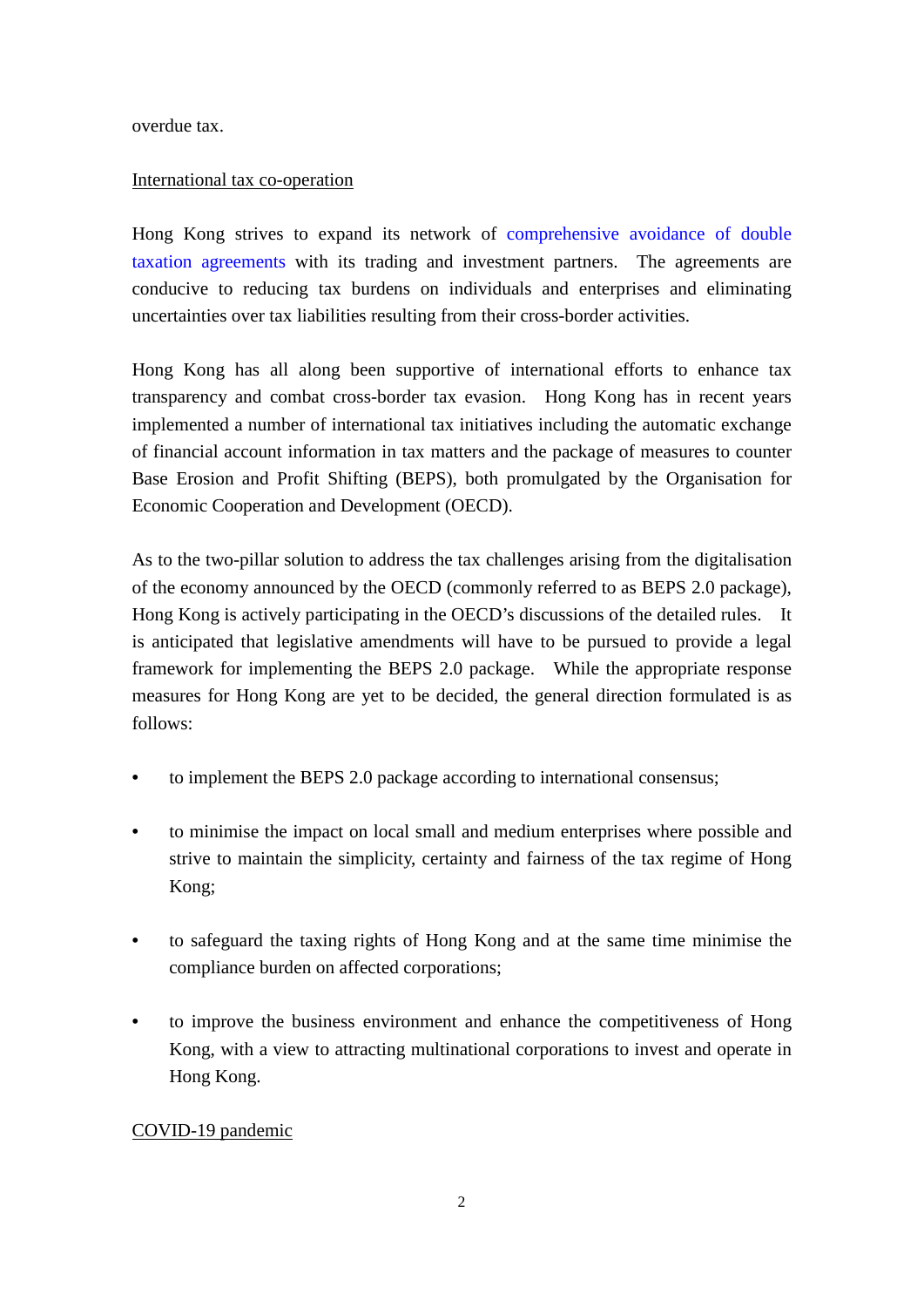overdue tax.

<u>International tax co-operation</u>

Hong Kong strives to expand its network of comprehensive avoidance of double taxation agreements with its trading and investment partners. The agreements are conducive to reducing tax burdens on individuals and enterprises and eliminating uncertainties over tax liabilities resulting from their cross-border activities.

Hong Kong has all along been supportive of international efforts to enhance tax transparency and combat cross-border tax evasion. Hong Kong has in recent years implemented a number of international tax initiatives including the automatic exchange of financial account information in tax matters and the package of measures to counter Base Erosion and Profit Shifting (BEPS), both promulgated by the Organisation for Economic Cooperation and Development (OECD).

As to the two-pillar solution to address the tax challenges arising from the digitalisation of the economy announced by the OECD (commonly referred to as BEPS 2.0 package), Hong Kong is actively participating in the OECD's discussions of the detailed rules. It is anticipated that legislative amendments will have to be pursued to provide a legal framework for implementing the BEPS 2.0 package. While the appropriate response measures for Hong Kong are yet to be decided, the general direction formulated is as follows:

- to implement the BEPS 2.0 package according to international consensus;
- to minimise the impact on local small and medium enterprises where possible and strive to maintain the simplicity, certainty and fairness of the tax regime of Hong Kong;
- to safeguard the taxing rights of Hong Kong and at the same time minimise the compliance burden on affected corporations;
- to improve the business environment and enhance the competitiveness of Hong Kong, with a view to attracting multinational corporations to invest and operate in Hong Kong.

<u>COVID-19 pandemic</u>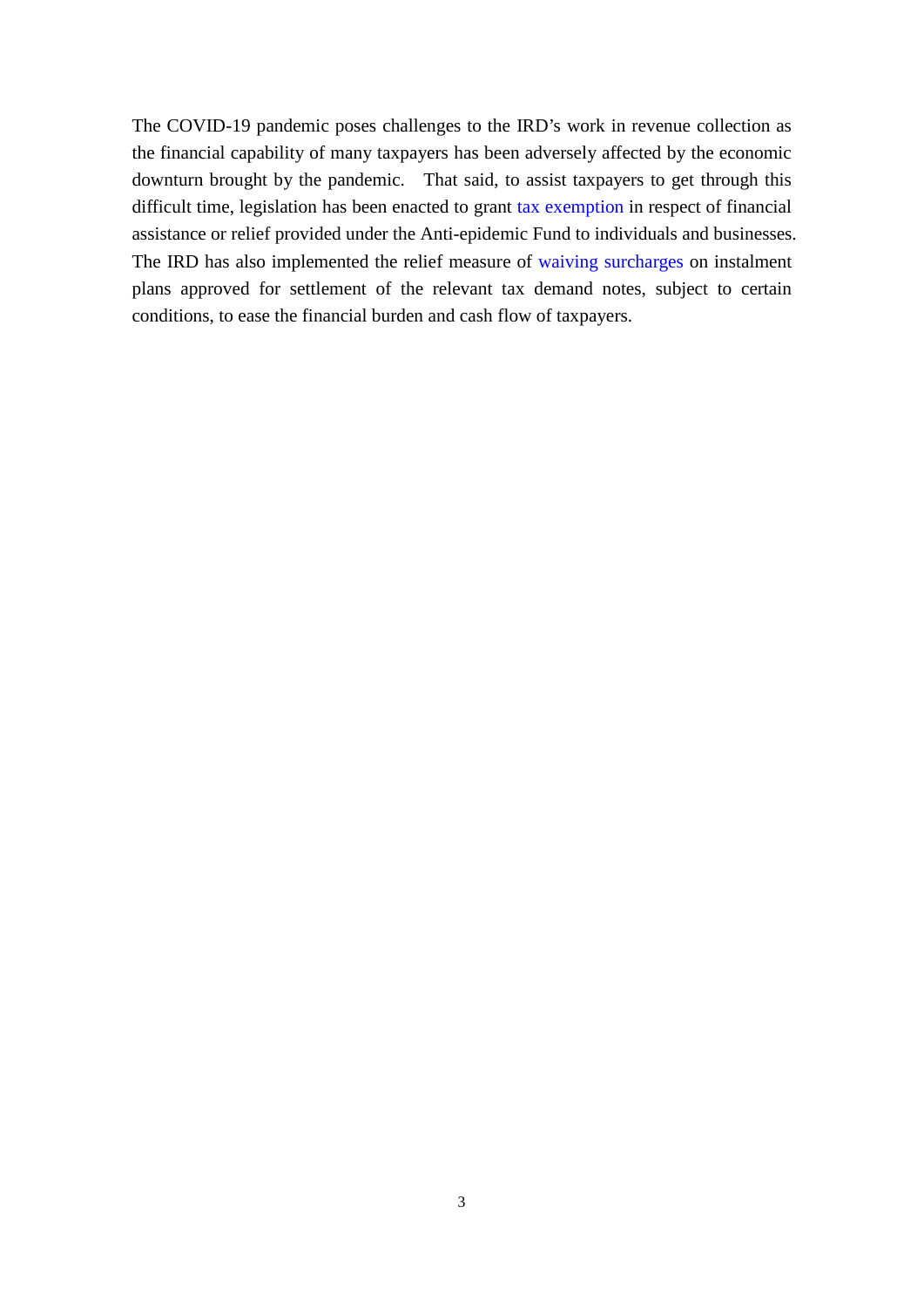The COVID-19 pandemic poses challenges to the IRD's work in revenue collection as the financial capability of many taxpayers has been adversely affected by the economic downturn brought by the pandemic. That said, to assist taxpayers to get through this difficult time, legislation has been enacted to grant tax exemption in respect of financial assistance or relief provided under the Anti-epidemic Fund to individuals and businesses. The IRD has also implemented the relief measure of waiving surcharges on instalment plans approved for settlement of the relevant tax demand notes, subject to certain conditions, to ease the financial burden and cash flow of taxpayers.